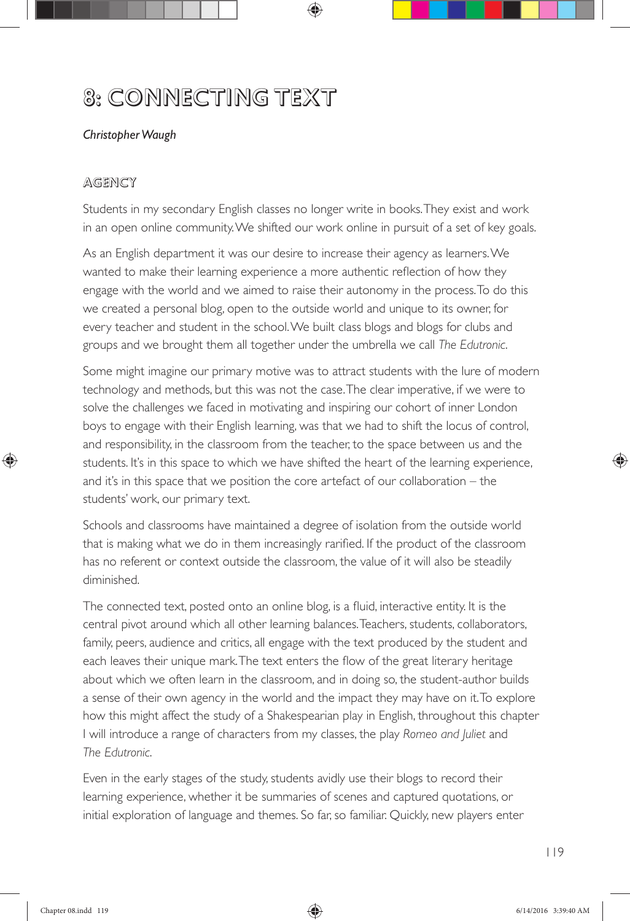# 8: CONNECTING TEXT

*Christopher Waugh*

## AGENCY

Students in my secondary English classes no longer write in books. They exist and work in an open online community. We shifted our work online in pursuit of a set of key goals.

As an English department it was our desire to increase their agency as learners. We wanted to make their learning experience a more authentic reflection of how they engage with the world and we aimed to raise their autonomy in the process. To do this we created a personal blog, open to the outside world and unique to its owner, for every teacher and student in the school. We built class blogs and blogs for clubs and groups and we brought them all together under the umbrella we call *The Edutronic*.

Some might imagine our primary motive was to attract students with the lure of modern technology and methods, but this was not the case. The clear imperative, if we were to solve the challenges we faced in motivating and inspiring our cohort of inner London boys to engage with their English learning, was that we had to shift the locus of control, and responsibility, in the classroom from the teacher, to the space between us and the students. It's in this space to which we have shifted the heart of the learning experience, and it's in this space that we position the core artefact of our collaboration – the students' work, our primary text.

Schools and classrooms have maintained a degree of isolation from the outside world that is making what we do in them increasingly rarified. If the product of the classroom has no referent or context outside the classroom, the value of it will also be steadily diminished.

The connected text, posted onto an online blog, is a fluid, interactive entity. It is the central pivot around which all other learning balances. Teachers, students, collaborators, family, peers, audience and critics, all engage with the text produced by the student and each leaves their unique mark. The text enters the flow of the great literary heritage about which we often learn in the classroom, and in doing so, the student-author builds a sense of their own agency in the world and the impact they may have on it. To explore how this might affect the study of a Shakespearian play in English, throughout this chapter I will introduce a range of characters from my classes, the play *Romeo and Juliet* and *The Edutronic*.

Even in the early stages of the study, students avidly use their blogs to record their learning experience, whether it be summaries of scenes and captured quotations, or initial exploration of language and themes. So far, so familiar. Quickly, new players enter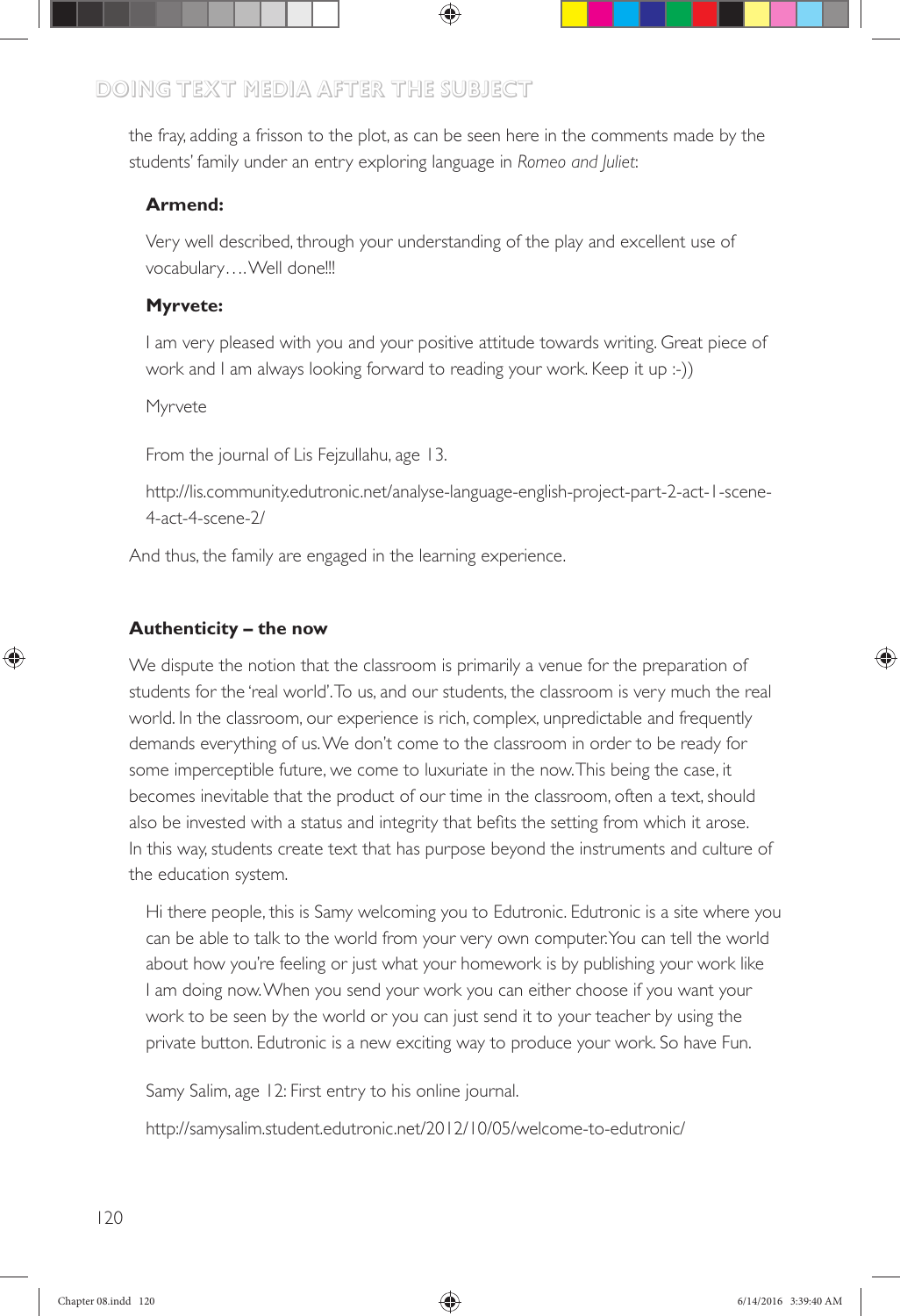the fray, adding a frisson to the plot, as can be seen here in the comments made by the students' family under an entry exploring language in *Romeo and Juliet*:

> **Armend:**
>
> Very well described, through your understanding of the play and excellent use of vocabulary….Well done!!!
>
> **Myrvete:**
>
> I am very pleased with you and your positive attitude towards writing. Great piece of work and I am always looking forward to reading your work. Keep it up :-))
>
> Myrvete
>
> From the journal of Lis Fejzullahu, age 13.
>
> http://lis.community.edutronic.net/analyse-language-english-project-part-2-act-1-scene-4-act-4-scene-2/

And thus, the family are engaged in the learning experience.

### Authenticity – the now

We dispute the notion that the classroom is primarily a venue for the preparation of students for the 'real world'. To us, and our students, the classroom is very much the real world. In the classroom, our experience is rich, complex, unpredictable and frequently demands everything of us. We don't come to the classroom in order to be ready for some imperceptible future, we come to luxuriate in the now. This being the case, it becomes inevitable that the product of our time in the classroom, often a text, should also be invested with a status and integrity that befits the setting from which it arose. In this way, students create text that has purpose beyond the instruments and culture of the education system.

> Hi there people, this is Samy welcoming you to Edutronic. Edutronic is a site where you can be able to talk to the world from your very own computer. You can tell the world about how you're feeling or just what your homework is by publishing your work like I am doing now. When you send your work you can either choose if you want your work to be seen by the world or you can just send it to your teacher by using the private button. Edutronic is a new exciting way to produce your work. So have Fun.
>
> Samy Salim, age 12: First entry to his online journal.
>
> http://samysalim.student.edutronic.net/2012/10/05/welcome-to-edutronic/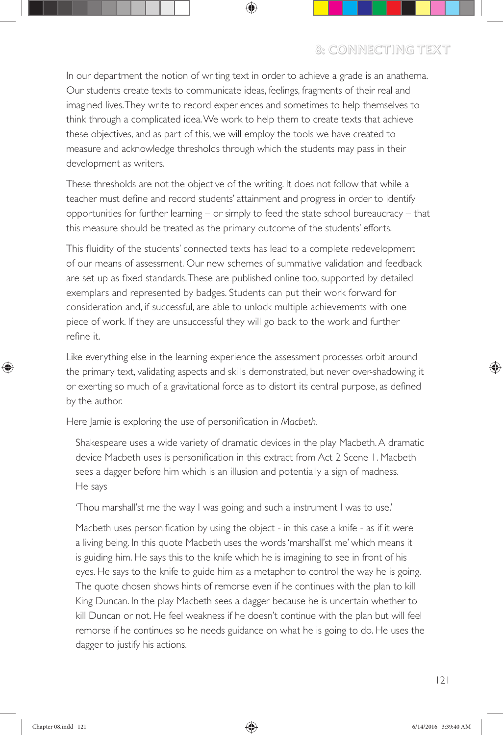In our department the notion of writing text in order to achieve a grade is an anathema. Our students create texts to communicate ideas, feelings, fragments of their real and imagined lives. They write to record experiences and sometimes to help themselves to think through a complicated idea. We work to help them to create texts that achieve these objectives, and as part of this, we will employ the tools we have created to measure and acknowledge thresholds through which the students may pass in their development as writers.

These thresholds are not the objective of the writing. It does not follow that while a teacher must define and record students' attainment and progress in order to identify opportunities for further learning – or simply to feed the state school bureaucracy – that this measure should be treated as the primary outcome of the students' efforts.

This fluidity of the students' connected texts has lead to a complete redevelopment of our means of assessment. Our new schemes of summative validation and feedback are set up as fixed standards. These are published online too, supported by detailed exemplars and represented by badges. Students can put their work forward for consideration and, if successful, are able to unlock multiple achievements with one piece of work. If they are unsuccessful they will go back to the work and further refine it.

Like everything else in the learning experience the assessment processes orbit around the primary text, validating aspects and skills demonstrated, but never over-shadowing it or exerting so much of a gravitational force as to distort its central purpose, as defined by the author.

Here Jamie is exploring the use of personification in *Macbeth*.

> Shakespeare uses a wide variety of dramatic devices in the play Macbeth. A dramatic device Macbeth uses is personification in this extract from Act 2 Scene 1. Macbeth sees a dagger before him which is an illusion and potentially a sign of madness. He says
>
> 'Thou marshall'st me the way I was going; and such a instrument I was to use.'
>
> Macbeth uses personification by using the object - in this case a knife - as if it were a living being. In this quote Macbeth uses the words 'marshall'st me' which means it is guiding him. He says this to the knife which he is imagining to see in front of his eyes. He says to the knife to guide him as a metaphor to control the way he is going. The quote chosen shows hints of remorse even if he continues with the plan to kill King Duncan. In the play Macbeth sees a dagger because he is uncertain whether to kill Duncan or not. He feel weakness if he doesn't continue with the plan but will feel remorse if he continues so he needs guidance on what he is going to do. He uses the dagger to justify his actions.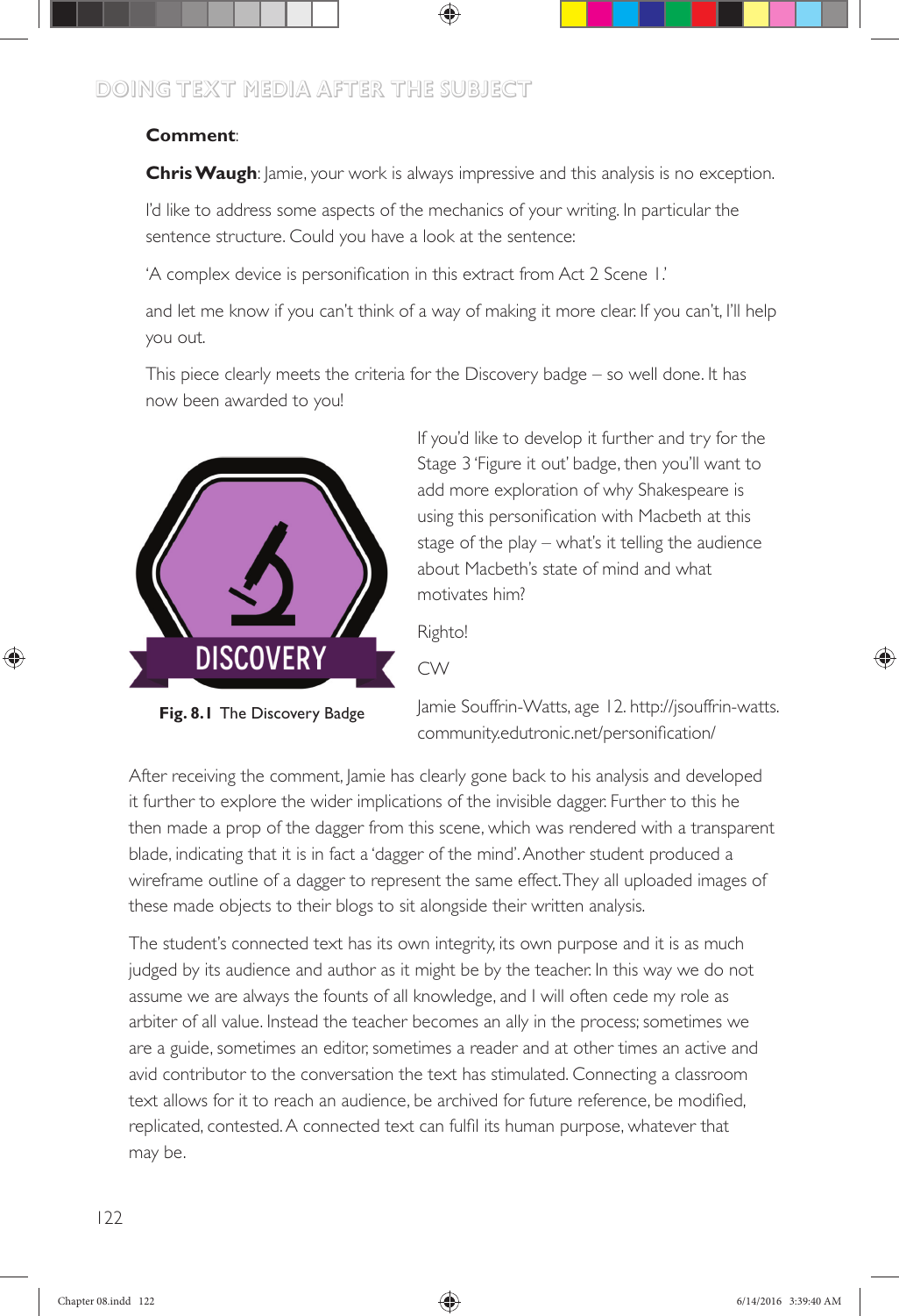**Comment**:

**Chris Waugh**: Jamie, your work is always impressive and this analysis is no exception.

I'd like to address some aspects of the mechanics of your writing. In particular the sentence structure. Could you have a look at the sentence:

'A complex device is personification in this extract from Act 2 Scene 1.'

and let me know if you can't think of a way of making it more clear. If you can't, I'll help you out.

This piece clearly meets the criteria for the Discovery badge – so well done. It has now been awarded to you!

If you'd like to develop it further and try for the Stage 3 'Figure it out' badge, then you'll want to add more exploration of why Shakespeare is using this personification with Macbeth at this stage of the play – what's it telling the audience about Macbeth's state of mind and what motivates him?

Righto!

CW

**Fig. 8.1** The Discovery Badge

Jamie Souffrin-Watts, age 12. http://jsouffrin-watts.community.edutronic.net/personification/

After receiving the comment, Jamie has clearly gone back to his analysis and developed it further to explore the wider implications of the invisible dagger. Further to this he then made a prop of the dagger from this scene, which was rendered with a transparent blade, indicating that it is in fact a 'dagger of the mind'. Another student produced a wireframe outline of a dagger to represent the same effect. They all uploaded images of these made objects to their blogs to sit alongside their written analysis.

The student's connected text has its own integrity, its own purpose and it is as much judged by its audience and author as it might be by the teacher. In this way we do not assume we are always the founts of all knowledge, and I will often cede my role as arbiter of all value. Instead the teacher becomes an ally in the process; sometimes we are a guide, sometimes an editor, sometimes a reader and at other times an active and avid contributor to the conversation the text has stimulated. Connecting a classroom text allows for it to reach an audience, be archived for future reference, be modified, replicated, contested. A connected text can fulfil its human purpose, whatever that may be.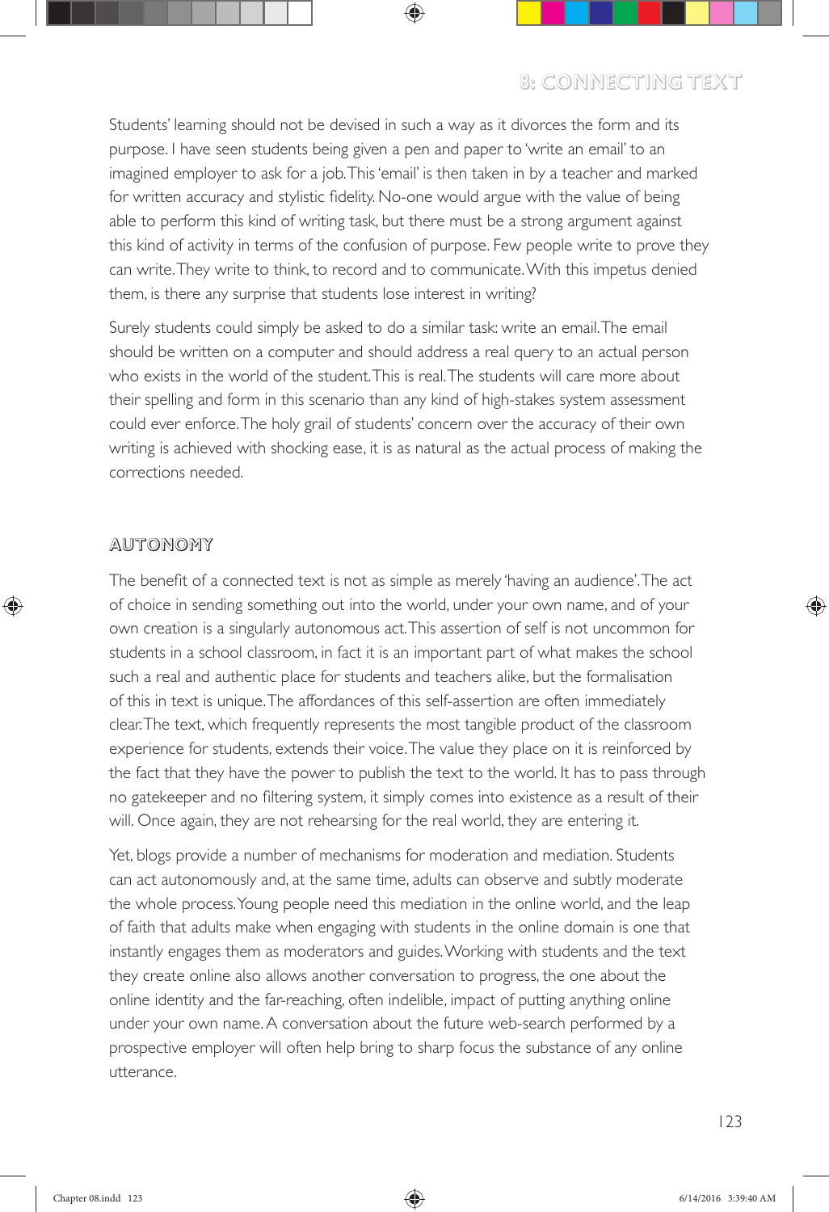Students' learning should not be devised in such a way as it divorces the form and its purpose. I have seen students being given a pen and paper to 'write an email' to an imagined employer to ask for a job. This 'email' is then taken in by a teacher and marked for written accuracy and stylistic fidelity. No-one would argue with the value of being able to perform this kind of writing task, but there must be a strong argument against this kind of activity in terms of the confusion of purpose. Few people write to prove they can write. They write to think, to record and to communicate. With this impetus denied them, is there any surprise that students lose interest in writing?

Surely students could simply be asked to do a similar task: write an email. The email should be written on a computer and should address a real query to an actual person who exists in the world of the student. This is real. The students will care more about their spelling and form in this scenario than any kind of high-stakes system assessment could ever enforce. The holy grail of students' concern over the accuracy of their own writing is achieved with shocking ease, it is as natural as the actual process of making the corrections needed.

## AUTONOMY

The benefit of a connected text is not as simple as merely 'having an audience'. The act of choice in sending something out into the world, under your own name, and of your own creation is a singularly autonomous act. This assertion of self is not uncommon for students in a school classroom, in fact it is an important part of what makes the school such a real and authentic place for students and teachers alike, but the formalisation of this in text is unique. The affordances of this self-assertion are often immediately clear. The text, which frequently represents the most tangible product of the classroom experience for students, extends their voice. The value they place on it is reinforced by the fact that they have the power to publish the text to the world. It has to pass through no gatekeeper and no filtering system, it simply comes into existence as a result of their will. Once again, they are not rehearsing for the real world, they are entering it.

Yet, blogs provide a number of mechanisms for moderation and mediation. Students can act autonomously and, at the same time, adults can observe and subtly moderate the whole process. Young people need this mediation in the online world, and the leap of faith that adults make when engaging with students in the online domain is one that instantly engages them as moderators and guides. Working with students and the text they create online also allows another conversation to progress, the one about the online identity and the far-reaching, often indelible, impact of putting anything online under your own name. A conversation about the future web-search performed by a prospective employer will often help bring to sharp focus the substance of any online utterance.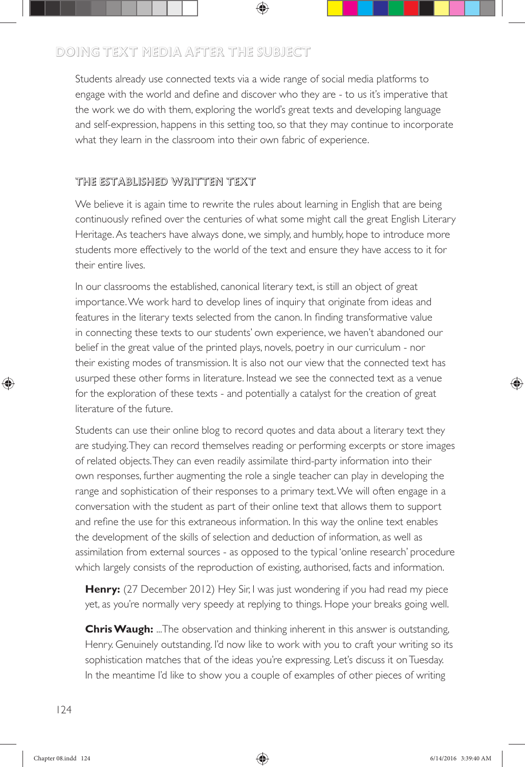Students already use connected texts via a wide range of social media platforms to engage with the world and define and discover who they are - to us it's imperative that the work we do with them, exploring the world's great texts and developing language and self-expression, happens in this setting too, so that they may continue to incorporate what they learn in the classroom into their own fabric of experience.

## THE ESTABLISHED WRITTEN TEXT

We believe it is again time to rewrite the rules about learning in English that are being continuously refined over the centuries of what some might call the great English Literary Heritage. As teachers have always done, we simply, and humbly, hope to introduce more students more effectively to the world of the text and ensure they have access to it for their entire lives.

In our classrooms the established, canonical literary text, is still an object of great importance. We work hard to develop lines of inquiry that originate from ideas and features in the literary texts selected from the canon. In finding transformative value in connecting these texts to our students' own experience, we haven't abandoned our belief in the great value of the printed plays, novels, poetry in our curriculum - nor their existing modes of transmission. It is also not our view that the connected text has usurped these other forms in literature. Instead we see the connected text as a venue for the exploration of these texts - and potentially a catalyst for the creation of great literature of the future.

Students can use their online blog to record quotes and data about a literary text they are studying. They can record themselves reading or performing excerpts or store images of related objects. They can even readily assimilate third-party information into their own responses, further augmenting the role a single teacher can play in developing the range and sophistication of their responses to a primary text. We will often engage in a conversation with the student as part of their online text that allows them to support and refine the use for this extraneous information. In this way the online text enables the development of the skills of selection and deduction of information, as well as assimilation from external sources - as opposed to the typical 'online research' procedure which largely consists of the reproduction of existing, authorised, facts and information.

> **Henry:** (27 December 2012) Hey Sir, I was just wondering if you had read my piece yet, as you're normally very speedy at replying to things. Hope your breaks going well.
>
> **Chris Waugh:** ...The observation and thinking inherent in this answer is outstanding, Henry. Genuinely outstanding. I'd now like to work with you to craft your writing so its sophistication matches that of the ideas you're expressing. Let's discuss it on Tuesday. In the meantime I'd like to show you a couple of examples of other pieces of writing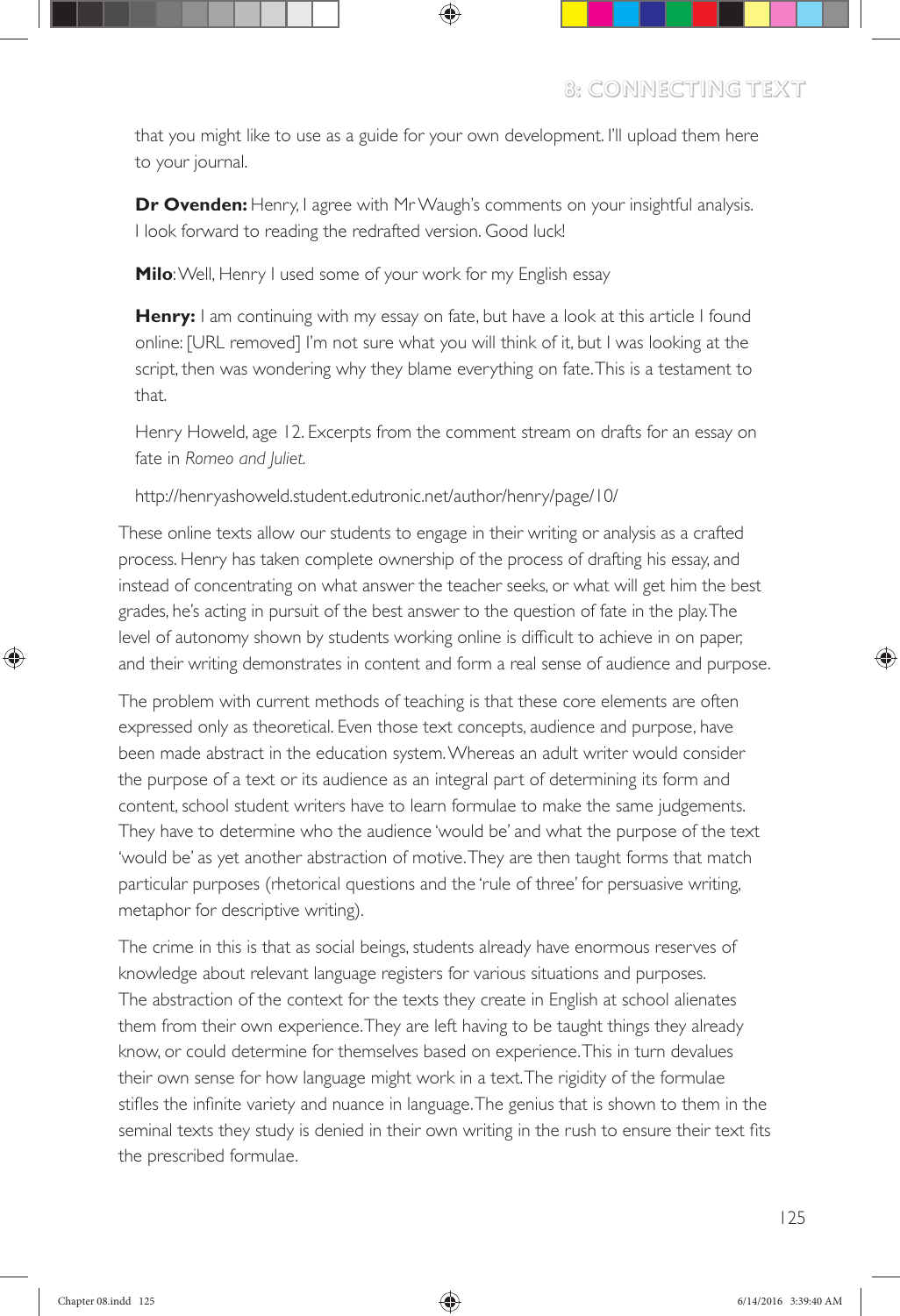that you might like to use as a guide for your own development. I'll upload them here to your journal.

**Dr Ovenden:** Henry, I agree with Mr Waugh's comments on your insightful analysis. I look forward to reading the redrafted version. Good luck!

**Milo**: Well, Henry I used some of your work for my English essay

**Henry:** I am continuing with my essay on fate, but have a look at this article I found online: [URL removed] I'm not sure what you will think of it, but I was looking at the script, then was wondering why they blame everything on fate. This is a testament to that.

Henry Howeld, age 12. Excerpts from the comment stream on drafts for an essay on fate in *Romeo and Juliet.*

http://henryashoweld.student.edutronic.net/author/henry/page/10/

These online texts allow our students to engage in their writing or analysis as a crafted process. Henry has taken complete ownership of the process of drafting his essay, and instead of concentrating on what answer the teacher seeks, or what will get him the best grades, he's acting in pursuit of the best answer to the question of fate in the play. The level of autonomy shown by students working online is difficult to achieve in on paper, and their writing demonstrates in content and form a real sense of audience and purpose.

The problem with current methods of teaching is that these core elements are often expressed only as theoretical. Even those text concepts, audience and purpose, have been made abstract in the education system. Whereas an adult writer would consider the purpose of a text or its audience as an integral part of determining its form and content, school student writers have to learn formulae to make the same judgements. They have to determine who the audience 'would be' and what the purpose of the text 'would be' as yet another abstraction of motive. They are then taught forms that match particular purposes (rhetorical questions and the 'rule of three' for persuasive writing, metaphor for descriptive writing).

The crime in this is that as social beings, students already have enormous reserves of knowledge about relevant language registers for various situations and purposes. The abstraction of the context for the texts they create in English at school alienates them from their own experience. They are left having to be taught things they already know, or could determine for themselves based on experience. This in turn devalues their own sense for how language might work in a text. The rigidity of the formulae stifles the infinite variety and nuance in language. The genius that is shown to them in the seminal texts they study is denied in their own writing in the rush to ensure their text fits the prescribed formulae.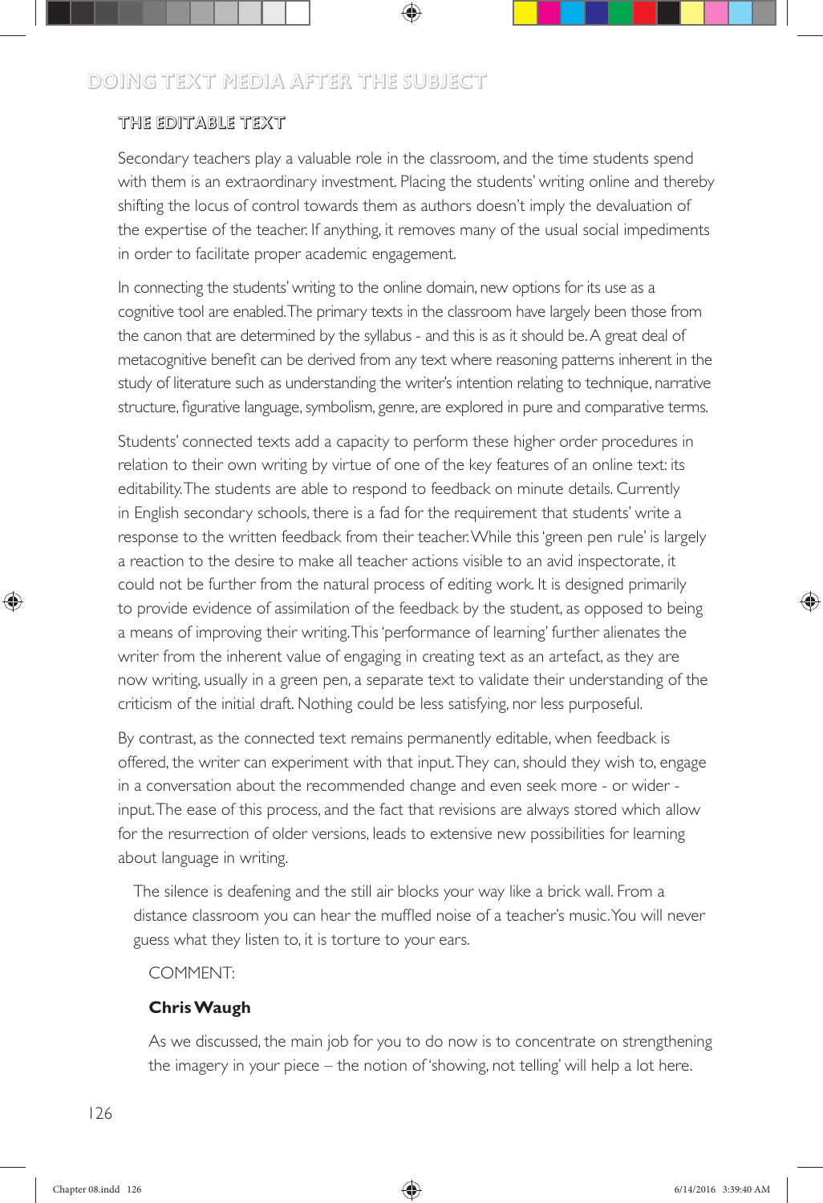## THE EDITABLE TEXT

Secondary teachers play a valuable role in the classroom, and the time students spend with them is an extraordinary investment. Placing the students' writing online and thereby shifting the locus of control towards them as authors doesn't imply the devaluation of the expertise of the teacher. If anything, it removes many of the usual social impediments in order to facilitate proper academic engagement.

In connecting the students' writing to the online domain, new options for its use as a cognitive tool are enabled. The primary texts in the classroom have largely been those from the canon that are determined by the syllabus - and this is as it should be. A great deal of metacognitive benefit can be derived from any text where reasoning patterns inherent in the study of literature such as understanding the writer's intention relating to technique, narrative structure, figurative language, symbolism, genre, are explored in pure and comparative terms.

Students' connected texts add a capacity to perform these higher order procedures in relation to their own writing by virtue of one of the key features of an online text: its editability. The students are able to respond to feedback on minute details. Currently in English secondary schools, there is a fad for the requirement that students' write a response to the written feedback from their teacher. While this 'green pen rule' is largely a reaction to the desire to make all teacher actions visible to an avid inspectorate, it could not be further from the natural process of editing work. It is designed primarily to provide evidence of assimilation of the feedback by the student, as opposed to being a means of improving their writing. This 'performance of learning' further alienates the writer from the inherent value of engaging in creating text as an artefact, as they are now writing, usually in a green pen, a separate text to validate their understanding of the criticism of the initial draft. Nothing could be less satisfying, nor less purposeful.

By contrast, as the connected text remains permanently editable, when feedback is offered, the writer can experiment with that input. They can, should they wish to, engage in a conversation about the recommended change and even seek more - or wider - input. The ease of this process, and the fact that revisions are always stored which allow for the resurrection of older versions, leads to extensive new possibilities for learning about language in writing.

> The silence is deafening and the still air blocks your way like a brick wall. From a distance classroom you can hear the muffled noise of a teacher's music. You will never guess what they listen to, it is torture to your ears.
>
> COMMENT:
>
> **Chris Waugh**
>
> As we discussed, the main job for you to do now is to concentrate on strengthening the imagery in your piece – the notion of 'showing, not telling' will help a lot here.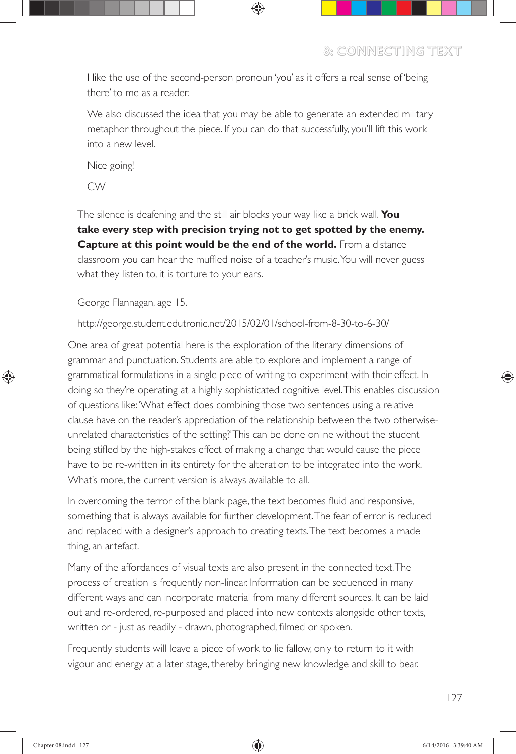I like the use of the second-person pronoun 'you' as it offers a real sense of 'being there' to me as a reader.

We also discussed the idea that you may be able to generate an extended military metaphor throughout the piece. If you can do that successfully, you'll lift this work into a new level.

Nice going!

CW

The silence is deafening and the still air blocks your way like a brick wall. **You take every step with precision trying not to get spotted by the enemy. Capture at this point would be the end of the world.** From a distance classroom you can hear the muffled noise of a teacher's music. You will never guess what they listen to, it is torture to your ears.

George Flannagan, age 15.

http://george.student.edutronic.net/2015/02/01/school-from-8-30-to-6-30/

One area of great potential here is the exploration of the literary dimensions of grammar and punctuation. Students are able to explore and implement a range of grammatical formulations in a single piece of writing to experiment with their effect. In doing so they're operating at a highly sophisticated cognitive level. This enables discussion of questions like: 'What effect does combining those two sentences using a relative clause have on the reader's appreciation of the relationship between the two otherwise-unrelated characteristics of the setting?' This can be done online without the student being stifled by the high-stakes effect of making a change that would cause the piece have to be re-written in its entirety for the alteration to be integrated into the work. What's more, the current version is always available to all.

In overcoming the terror of the blank page, the text becomes fluid and responsive, something that is always available for further development. The fear of error is reduced and replaced with a designer's approach to creating texts. The text becomes a made thing, an artefact.

Many of the affordances of visual texts are also present in the connected text. The process of creation is frequently non-linear. Information can be sequenced in many different ways and can incorporate material from many different sources. It can be laid out and re-ordered, re-purposed and placed into new contexts alongside other texts, written or - just as readily - drawn, photographed, filmed or spoken.

Frequently students will leave a piece of work to lie fallow, only to return to it with vigour and energy at a later stage, thereby bringing new knowledge and skill to bear.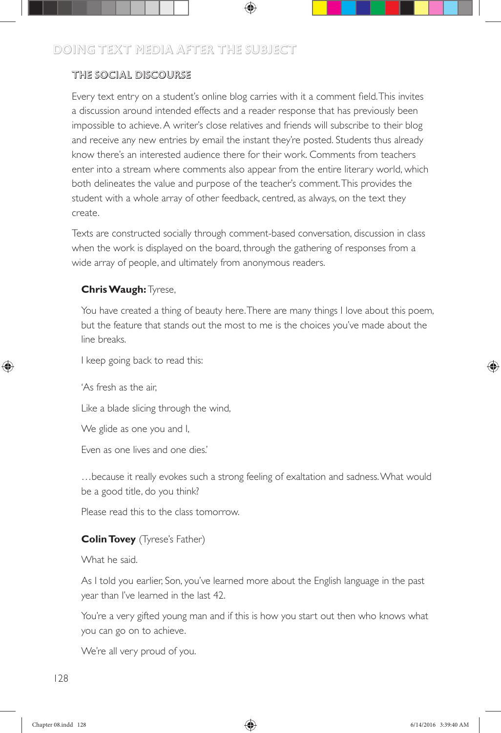## THE SOCIAL DISCOURSE

Every text entry on a student's online blog carries with it a comment field. This invites a discussion around intended effects and a reader response that has previously been impossible to achieve. A writer's close relatives and friends will subscribe to their blog and receive any new entries by email the instant they're posted. Students thus already know there's an interested audience there for their work. Comments from teachers enter into a stream where comments also appear from the entire literary world, which both delineates the value and purpose of the teacher's comment. This provides the student with a whole array of other feedback, centred, as always, on the text they create.

Texts are constructed socially through comment-based conversation, discussion in class when the work is displayed on the board, through the gathering of responses from a wide array of people, and ultimately from anonymous readers.

> **Chris Waugh:** Tyrese,
>
> You have created a thing of beauty here. There are many things I love about this poem, but the feature that stands out the most to me is the choices you've made about the line breaks.
>
> I keep going back to read this:
>
> 'As fresh as the air,
>
> Like a blade slicing through the wind,
>
> We glide as one you and I,
>
> Even as one lives and one dies.'
>
> …because it really evokes such a strong feeling of exaltation and sadness. What would be a good title, do you think?
>
> Please read this to the class tomorrow.
>
> **Colin Tovey** (Tyrese's Father)
>
> What he said.
>
> As I told you earlier, Son, you've learned more about the English language in the past year than I've learned in the last 42.
>
> You're a very gifted young man and if this is how you start out then who knows what you can go on to achieve.
>
> We're all very proud of you.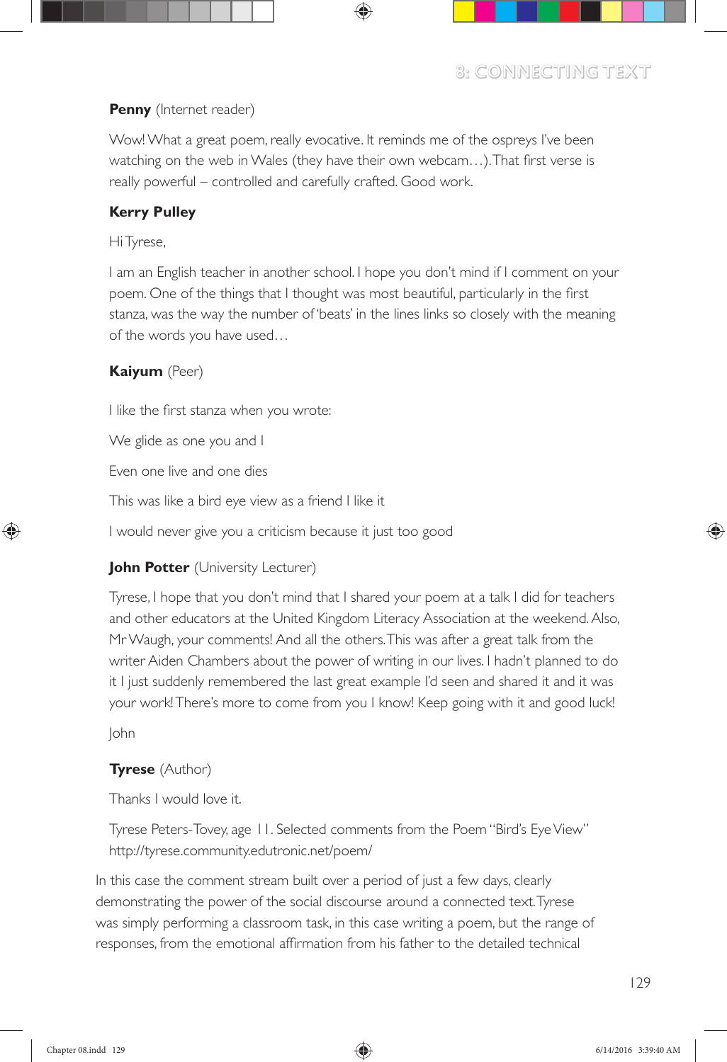**Penny** (Internet reader)

Wow! What a great poem, really evocative. It reminds me of the ospreys I've been watching on the web in Wales (they have their own webcam…). That first verse is really powerful – controlled and carefully crafted. Good work.

**Kerry Pulley**

Hi Tyrese,

I am an English teacher in another school. I hope you don't mind if I comment on your poem. One of the things that I thought was most beautiful, particularly in the first stanza, was the way the number of 'beats' in the lines links so closely with the meaning of the words you have used…

**Kaiyum** (Peer)

I like the first stanza when you wrote:

We glide as one you and I

Even one live and one dies

This was like a bird eye view as a friend I like it

I would never give you a criticism because it just too good

**John Potter** (University Lecturer)

Tyrese, I hope that you don't mind that I shared your poem at a talk I did for teachers and other educators at the United Kingdom Literacy Association at the weekend. Also, Mr Waugh, your comments! And all the others. This was after a great talk from the writer Aiden Chambers about the power of writing in our lives. I hadn't planned to do it I just suddenly remembered the last great example I'd seen and shared it and it was your work! There's more to come from you I know! Keep going with it and good luck!

John

**Tyrese** (Author)

Thanks I would love it.

Tyrese Peters-Tovey, age 11. Selected comments from the Poem "Bird's Eye View" http://tyrese.community.edutronic.net/poem/

In this case the comment stream built over a period of just a few days, clearly demonstrating the power of the social discourse around a connected text. Tyrese was simply performing a classroom task, in this case writing a poem, but the range of responses, from the emotional affirmation from his father to the detailed technical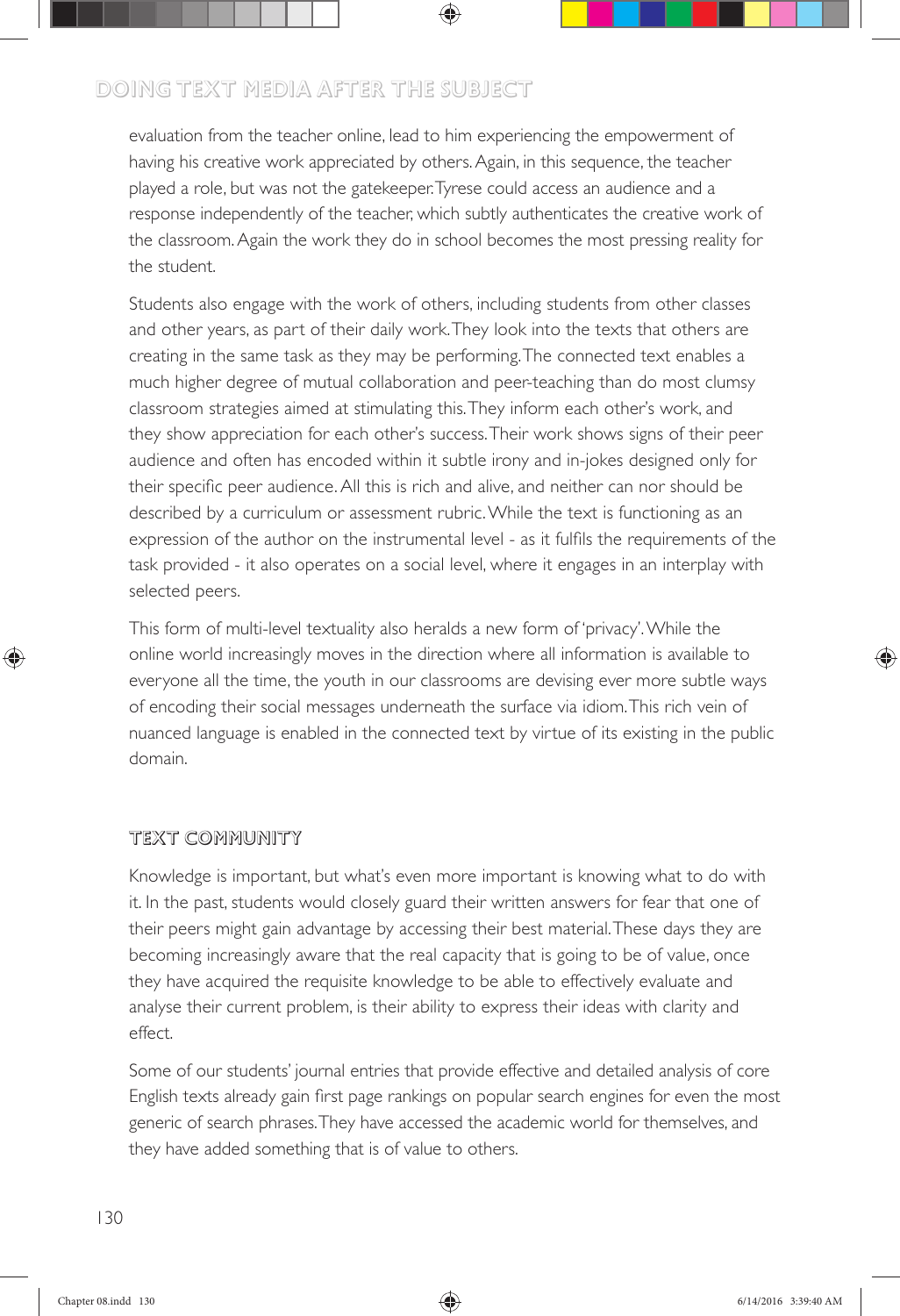evaluation from the teacher online, lead to him experiencing the empowerment of having his creative work appreciated by others. Again, in this sequence, the teacher played a role, but was not the gatekeeper. Tyrese could access an audience and a response independently of the teacher, which subtly authenticates the creative work of the classroom. Again the work they do in school becomes the most pressing reality for the student.

Students also engage with the work of others, including students from other classes and other years, as part of their daily work. They look into the texts that others are creating in the same task as they may be performing. The connected text enables a much higher degree of mutual collaboration and peer-teaching than do most clumsy classroom strategies aimed at stimulating this. They inform each other's work, and they show appreciation for each other's success. Their work shows signs of their peer audience and often has encoded within it subtle irony and in-jokes designed only for their specific peer audience. All this is rich and alive, and neither can nor should be described by a curriculum or assessment rubric. While the text is functioning as an expression of the author on the instrumental level - as it fulfils the requirements of the task provided - it also operates on a social level, where it engages in an interplay with selected peers.

This form of multi-level textuality also heralds a new form of 'privacy'. While the online world increasingly moves in the direction where all information is available to everyone all the time, the youth in our classrooms are devising ever more subtle ways of encoding their social messages underneath the surface via idiom. This rich vein of nuanced language is enabled in the connected text by virtue of its existing in the public domain.

## TEXT COMMUNITY

Knowledge is important, but what's even more important is knowing what to do with it. In the past, students would closely guard their written answers for fear that one of their peers might gain advantage by accessing their best material. These days they are becoming increasingly aware that the real capacity that is going to be of value, once they have acquired the requisite knowledge to be able to effectively evaluate and analyse their current problem, is their ability to express their ideas with clarity and effect.

Some of our students' journal entries that provide effective and detailed analysis of core English texts already gain first page rankings on popular search engines for even the most generic of search phrases. They have accessed the academic world for themselves, and they have added something that is of value to others.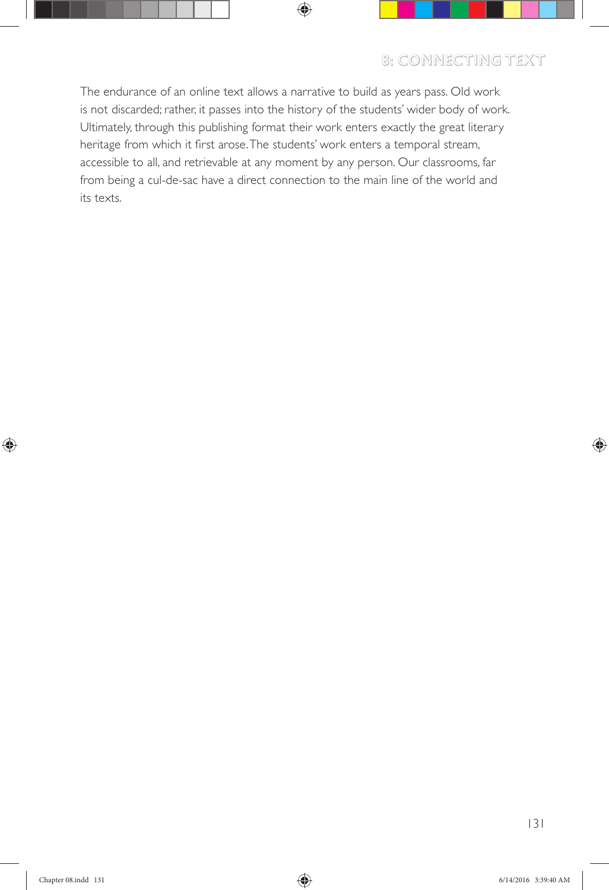The endurance of an online text allows a narrative to build as years pass. Old work is not discarded; rather, it passes into the history of the students' wider body of work. Ultimately, through this publishing format their work enters exactly the great literary heritage from which it first arose. The students' work enters a temporal stream, accessible to all, and retrievable at any moment by any person. Our classrooms, far from being a cul-de-sac have a direct connection to the main line of the world and its texts.